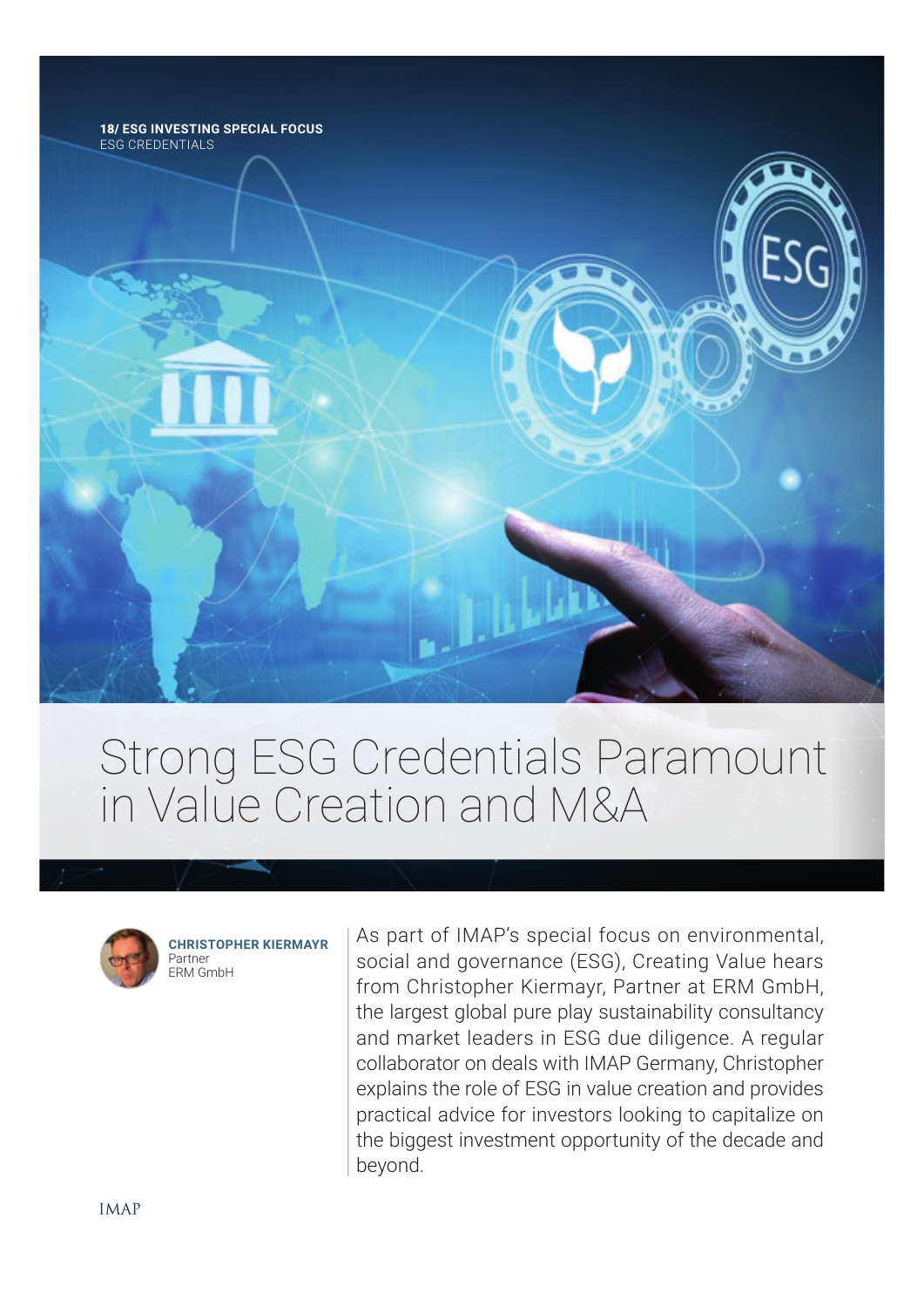# Strong ESG Credentials Paramount in Value Creation and M&A

**CHRISTOPHER KIERMAYR**
Partner
ERM GmbH

As part of IMAP's special focus on environmental, social and governance (ESG), Creating Value hears from Christopher Kiermayr, Partner at ERM GmbH, the largest global pure play sustainability consultancy and market leaders in ESG due diligence. A regular collaborator on deals with IMAP Germany, Christopher explains the role of ESG in value creation and provides practical advice for investors looking to capitalize on the biggest investment opportunity of the decade and beyond.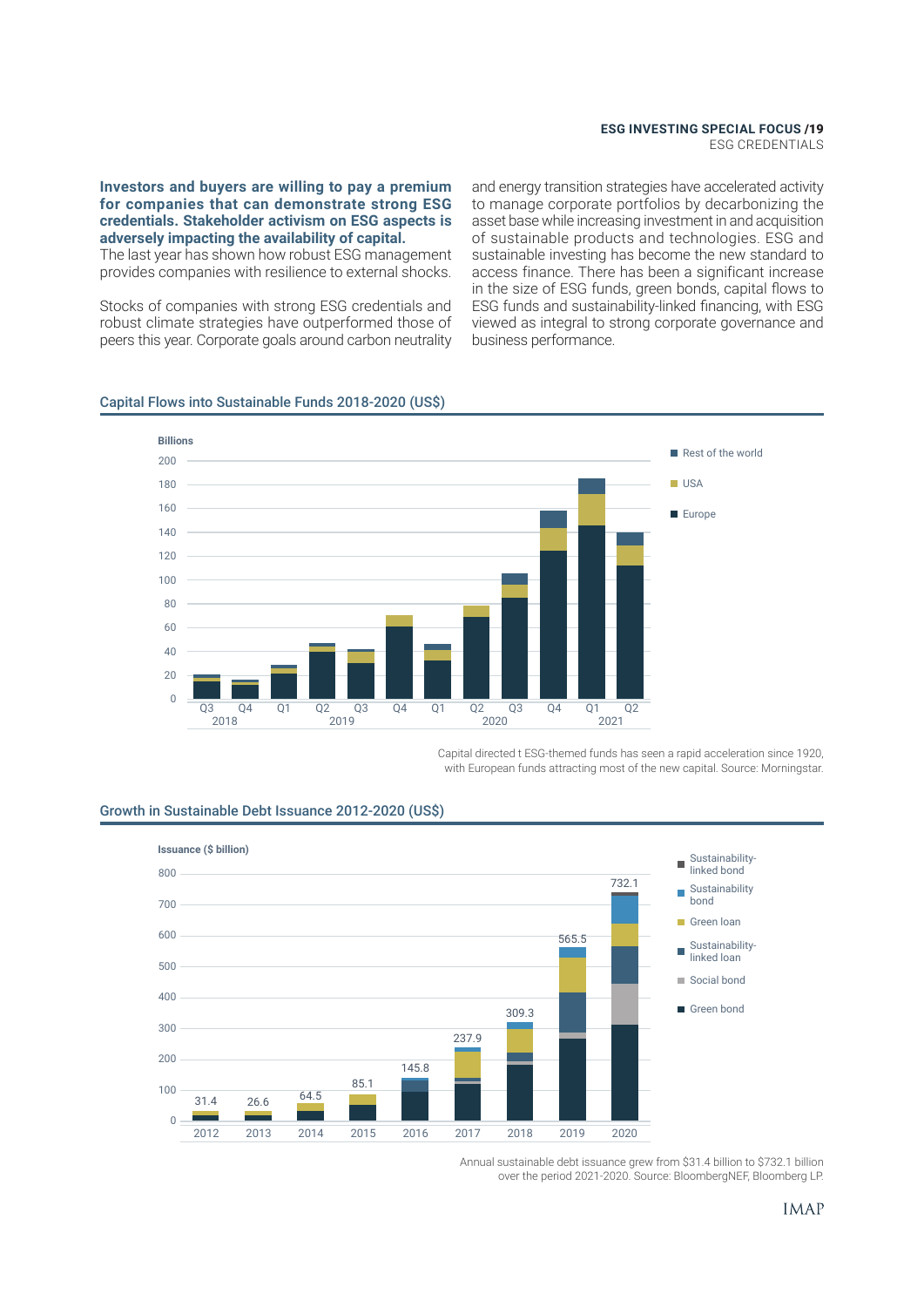**Investors and buyers are willing to pay a premium for companies that can demonstrate strong ESG credentials. Stakeholder activism on ESG aspects is adversely impacting the availability of capital.**

The last year has shown how robust ESG management provides companies with resilience to external shocks.

Stocks of companies with strong ESG credentials and robust climate strategies have outperformed those of peers this year. Corporate goals around carbon neutrality and energy transition strategies have accelerated activity to manage corporate portfolios by decarbonizing the asset base while increasing investment in and acquisition of sustainable products and technologies. ESG and sustainable investing has become the new standard to access finance. There has been a significant increase in the size of ESG funds, green bonds, capital flows to ESG funds and sustainability-linked financing, with ESG viewed as integral to strong corporate governance and business performance.

## Capital Flows into Sustainable Funds 2018-2020 (US$)

Capital directed t ESG-themed funds has seen a rapid acceleration since 1920, with European funds attracting most of the new capital. Source: Morningstar.

## Growth in Sustainable Debt Issuance 2012-2020 (US$)

| Year | Issuance ($ billion) |
|---|---|
| 2012 | 31.4 |
| 2013 | 26.6 |
| 2014 | 64.5 |
| 2015 | 85.1 |
| 2016 | 145.8 |
| 2017 | 237.9 |
| 2018 | 309.3 |
| 2019 | 565.5 |
| 2020 | 732.1 |

Annual sustainable debt issuance grew from $31.4 billion to $732.1 billion over the period 2021-2020. Source: BloombergNEF, Bloomberg LP.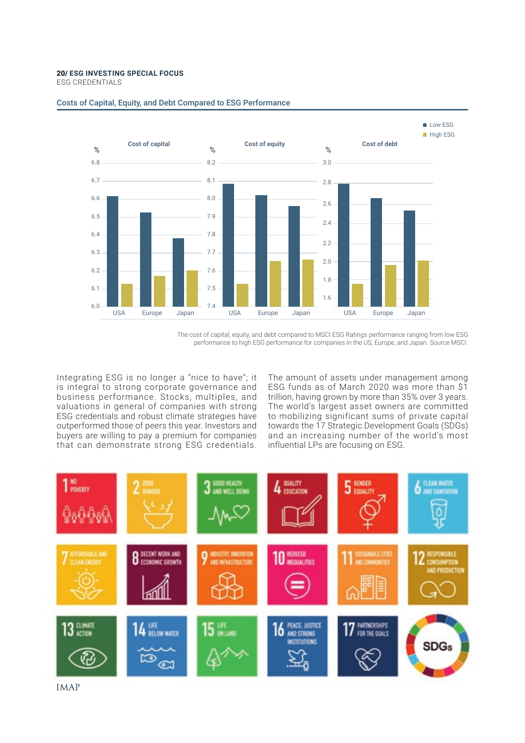## Costs of Capital, Equity, and Debt Compared to ESG Performance

The cost of capital, equity, and debt compared to MSCI ESG Ratings performance ranging from low ESG performance to high ESG performance for companies in the US, Europe, and Japan. Source MSCI.

Integrating ESG is no longer a "nice to have"; it is integral to strong corporate governance and business performance. Stocks, multiples, and valuations in general of companies with strong ESG credentials and robust climate strategies have outperformed those of peers this year. Investors and buyers are willing to pay a premium for companies that can demonstrate strong ESG credentials.

The amount of assets under management among ESG funds as of March 2020 was more than $1 trillion, having grown by more than 35% over 3 years. The world's largest asset owners are committed to mobilizing significant sums of private capital towards the 17 Strategic Development Goals (SDGs) and an increasing number of the world's most influential LPs are focusing on ESG.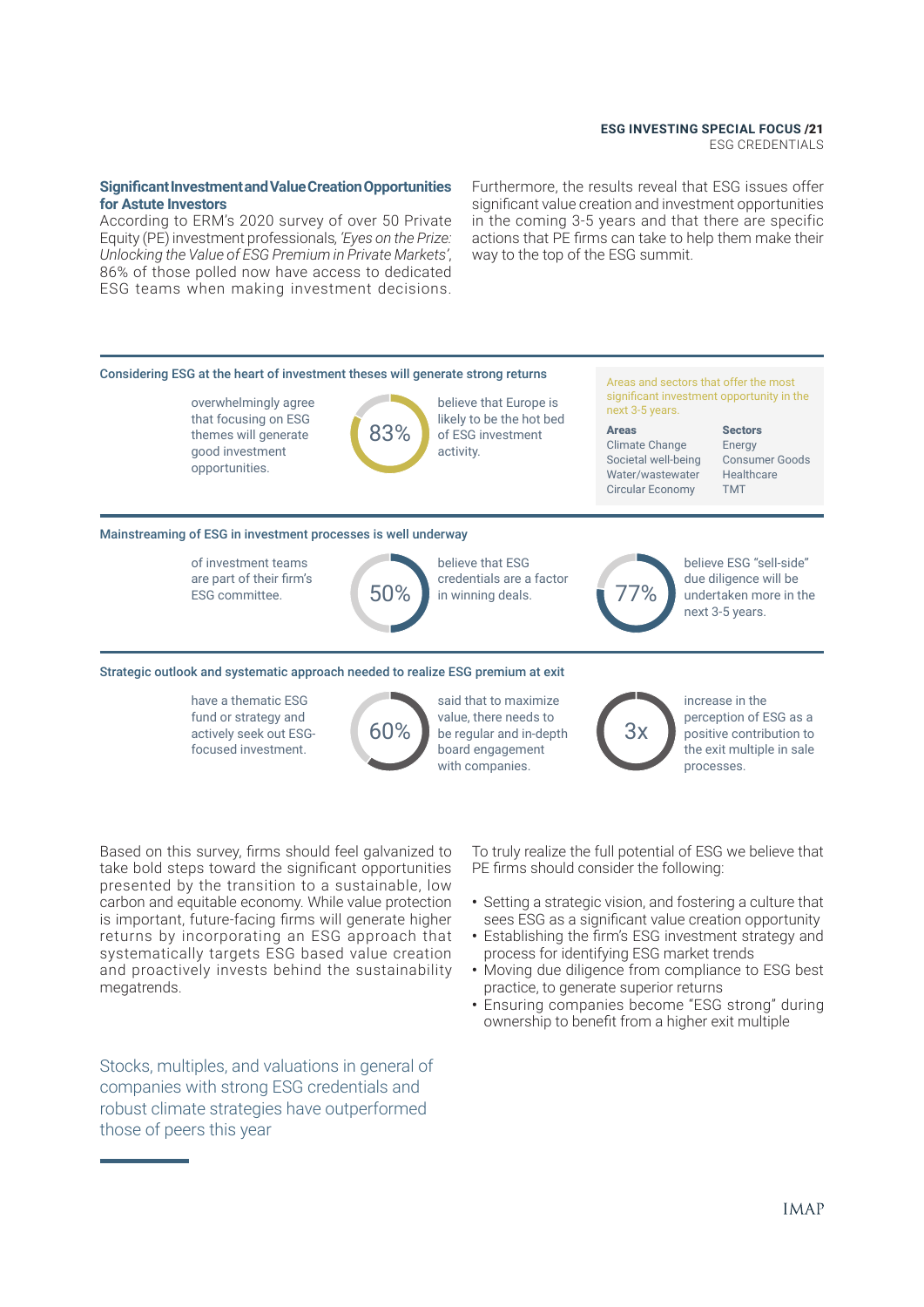## Significant Investment and Value Creation Opportunities for Astute Investors

According to ERM's 2020 survey of over 50 Private Equity (PE) investment professionals, *'Eyes on the Prize: Unlocking the Value of ESG Premium in Private Markets'*, 86% of those polled now have access to dedicated ESG teams when making investment decisions.

Furthermore, the results reveal that ESG issues offer significant value creation and investment opportunities in the coming 3-5 years and that there are specific actions that PE firms can take to help them make their way to the top of the ESG summit.

### Considering ESG at the heart of investment theses will generate strong returns

overwhelmingly agree that focusing on ESG themes will generate good investment opportunities.

**83%** believe that Europe is likely to be the hot bed of ESG investment activity.

Areas and sectors that offer the most significant investment opportunity in the next 3-5 years.

| Areas | Sectors |
|---|---|
| Climate Change | Energy |
| Societal well-being | Consumer Goods |
| Water/wastewater | Healthcare |
| Circular Economy | TMT |

### Mainstreaming of ESG in investment processes is well underway

of investment teams are part of their firm's ESG committee.

**50%** believe that ESG credentials are a factor in winning deals.

**77%** believe ESG "sell-side" due diligence will be undertaken more in the next 3-5 years.

### Strategic outlook and systematic approach needed to realize ESG premium at exit

have a thematic ESG fund or strategy and actively seek out ESG-focused investment.

**60%** said that to maximize value, there needs to be regular and in-depth board engagement with companies.

**3x** increase in the perception of ESG as a positive contribution to the exit multiple in sale processes.

Based on this survey, firms should feel galvanized to take bold steps toward the significant opportunities presented by the transition to a sustainable, low carbon and equitable economy. While value protection is important, future-facing firms will generate higher returns by incorporating an ESG approach that systematically targets ESG based value creation and proactively invests behind the sustainability megatrends.

Stocks, multiples, and valuations in general of companies with strong ESG credentials and robust climate strategies have outperformed those of peers this year

To truly realize the full potential of ESG we believe that PE firms should consider the following:

- Setting a strategic vision, and fostering a culture that sees ESG as a significant value creation opportunity
- Establishing the firm's ESG investment strategy and process for identifying ESG market trends
- Moving due diligence from compliance to ESG best practice, to generate superior returns
- Ensuring companies become "ESG strong" during ownership to benefit from a higher exit multiple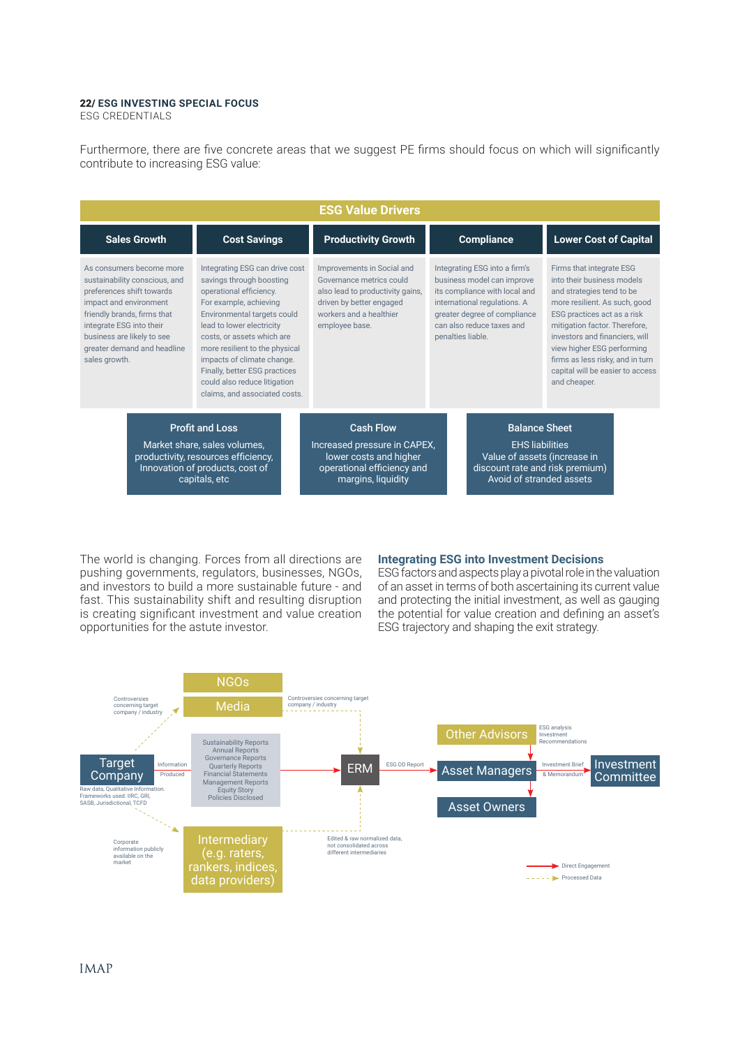**22/ ESG INVESTING SPECIAL FOCUS**
ESG CREDENTIALS

Furthermore, there are five concrete areas that we suggest PE firms should focus on which will significantly contribute to increasing ESG value:

**ESG Value Drivers**

| Sales Growth | Cost Savings | Productivity Growth | Compliance | Lower Cost of Capital |
|---|---|---|---|---|
| As consumers become more sustainability conscious, and preferences shift towards impact and environment friendly brands, firms that integrate ESG into their business are likely to see greater demand and headline sales growth. | Integrating ESG can drive cost savings through boosting operational efficiency. For example, achieving Environmental targets could lead to lower electricity costs, or assets which are more resilient to the physical impacts of climate change. Finally, better ESG practices could also reduce litigation claims, and associated costs. | Improvements in Social and Governance metrics could also lead to productivity gains, driven by better engaged workers and a healthier employee base. | Integrating ESG into a firm's business model can improve its compliance with local and international regulations. A greater degree of compliance can also reduce taxes and penalties liable. | Firms that integrate ESG into their business models and strategies tend to be more resilient. As such, good ESG practices act as a risk mitigation factor. Therefore, investors and financiers, will view higher ESG performing firms as less risky, and in turn capital will be easier to access and cheaper. |

| Profit and Loss | Cash Flow | Balance Sheet |
|---|---|---|
| Market share, sales volumes, productivity, resources efficiency, Innovation of products, cost of capitals, etc | Increased pressure in CAPEX, lower costs and higher operational efficiency and margins, liquidity | EHS liabilities<br>Value of assets (increase in discount rate and risk premium)<br>Avoid of stranded assets |

The world is changing. Forces from all directions are pushing governments, regulators, businesses, NGOs, and investors to build a more sustainable future - and fast. This sustainability shift and resulting disruption is creating significant investment and value creation opportunities for the astute investor.

## Integrating ESG into Investment Decisions

ESG factors and aspects play a pivotal role in the valuation of an asset in terms of both ascertaining its current value and protecting the initial investment, as well as gauging the potential for value creation and defining an asset's ESG trajectory and shaping the exit strategy.

Target Company — Information Produced: Sustainability Reports, Annual Reports, Governance Reports, Quarterly Reports, Financial Statements, Management Reports, Equity Story, Policies Disclosed → ERM

Raw data, Qualitative Information. Frameworks used: IIRC, GRI, SASB, Jurisdictional, TCFD

Controversies concerning target company / industry → NGOs, Media → Controversies concerning target company / industry → ERM

Corporate information publicly available on the market → Intermediary (e.g. raters, rankers, indices, data providers) → Edited & raw normalized data, not consolidated across different intermediaries → ERM

ERM → ESG DD Report → Asset Managers

Other Advisors → ESG analysis, Investment Recommendations → Asset Managers

Asset Managers → Investment Brief & Memorandum → Investment Committee

Asset Managers → Asset Owners

Direct Engagement (solid arrow) / Processed Data (dashed arrow)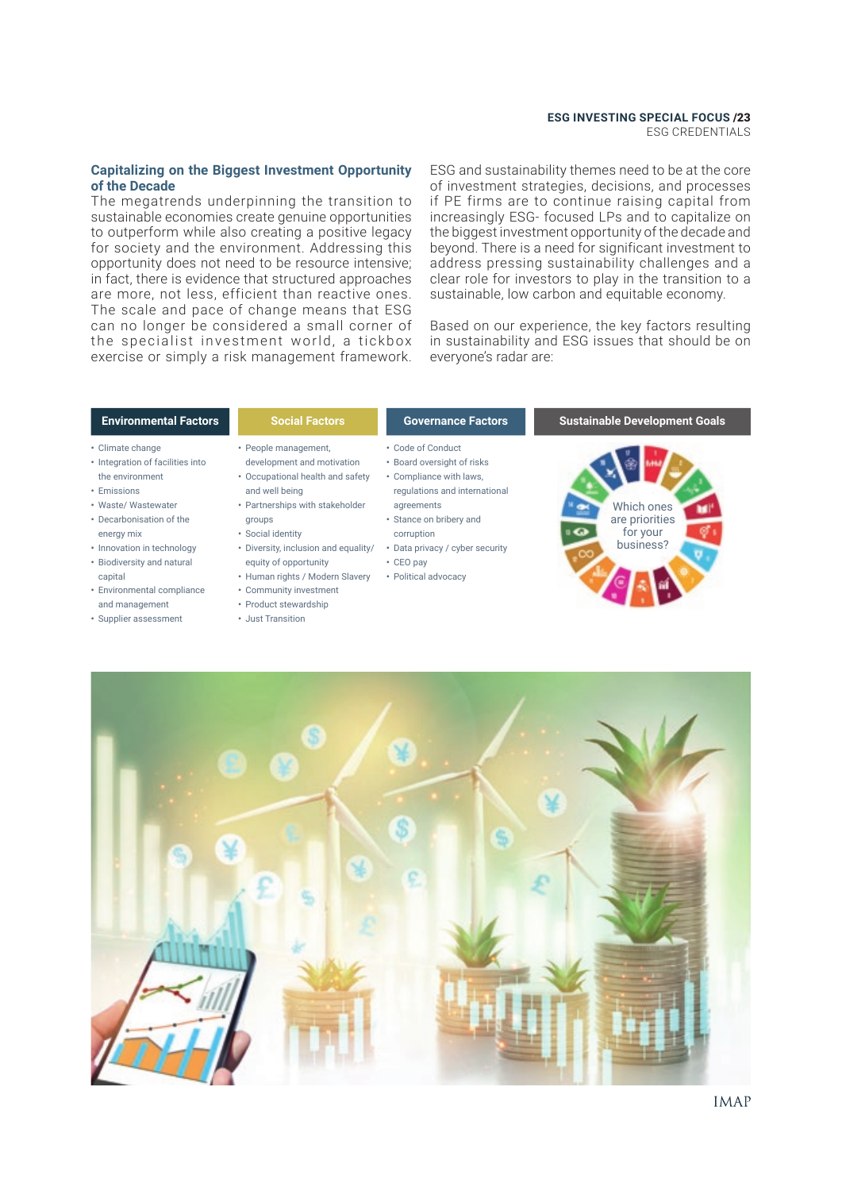## Capitalizing on the Biggest Investment Opportunity of the Decade

The megatrends underpinning the transition to sustainable economies create genuine opportunities to outperform while also creating a positive legacy for society and the environment. Addressing this opportunity does not need to be resource intensive; in fact, there is evidence that structured approaches are more, not less, efficient than reactive ones. The scale and pace of change means that ESG can no longer be considered a small corner of the specialist investment world, a tickbox exercise or simply a risk management framework.

ESG and sustainability themes need to be at the core of investment strategies, decisions, and processes if PE firms are to continue raising capital from increasingly ESG- focused LPs and to capitalize on the biggest investment opportunity of the decade and beyond. There is a need for significant investment to address pressing sustainability challenges and a clear role for investors to play in the transition to a sustainable, low carbon and equitable economy.

Based on our experience, the key factors resulting in sustainability and ESG issues that should be on everyone's radar are:

### Environmental Factors

- Climate change
- Integration of facilities into the environment
- Emissions
- Waste/ Wastewater
- Decarbonisation of the energy mix
- Innovation in technology
- Biodiversity and natural capital
- Environmental compliance and management
- Supplier assessment

### Social Factors

- People management, development and motivation
- Occupational health and safety and well being
- Partnerships with stakeholder groups
- Social identity
- Diversity, inclusion and equality/ equity of opportunity
- Human rights / Modern Slavery
- Community investment
- Product stewardship
- Just Transition

### Governance Factors

- Code of Conduct
- Board oversight of risks
- Compliance with laws, regulations and international agreements
- Stance on bribery and corruption
- Data privacy / cyber security
- CEO pay
- Political advocacy

### Sustainable Development Goals

Which ones are priorities for your business?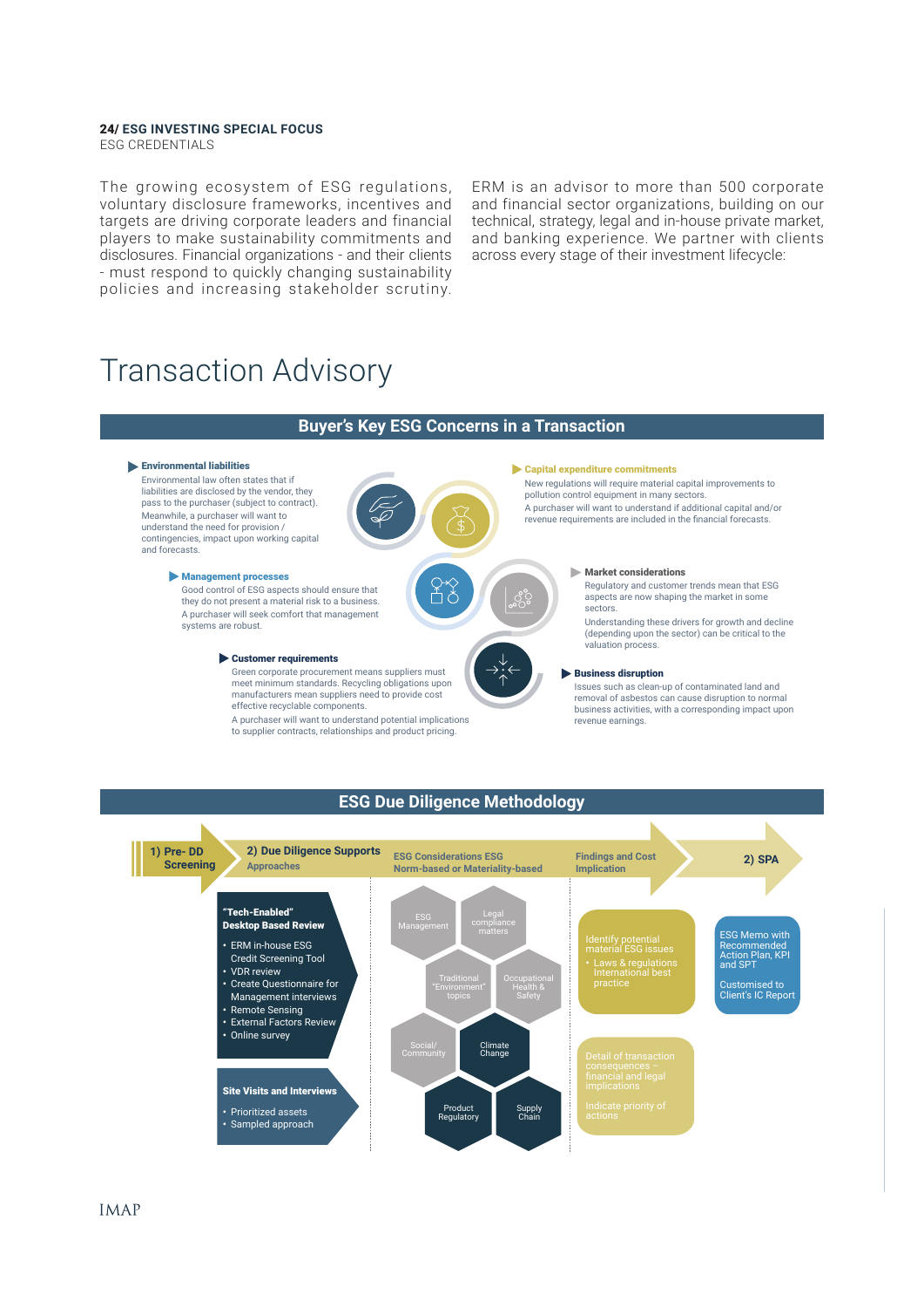**24/ ESG INVESTING SPECIAL FOCUS**
ESG CREDENTIALS

The growing ecosystem of ESG regulations, voluntary disclosure frameworks, incentives and targets are driving corporate leaders and financial players to make sustainability commitments and disclosures. Financial organizations - and their clients - must respond to quickly changing sustainability policies and increasing stakeholder scrutiny.

ERM is an advisor to more than 500 corporate and financial sector organizations, building on our technical, strategy, legal and in-house private market, and banking experience. We partner with clients across every stage of their investment lifecycle:

# Transaction Advisory

## Buyer's Key ESG Concerns in a Transaction

**Environmental liabilities**
Environmental law often states that if liabilities are disclosed by the vendor, they pass to the purchaser (subject to contract). Meanwhile, a purchaser will want to understand the need for provision / contingencies, impact upon working capital and forecasts.

**Management processes**
Good control of ESG aspects should ensure that they do not present a material risk to a business. A purchaser will seek comfort that management systems are robust.

**Customer requirements**
Green corporate procurement means suppliers must meet minimum standards. Recycling obligations upon manufacturers mean suppliers need to provide cost effective recyclable components.
A purchaser will want to understand potential implications to supplier contracts, relationships and product pricing.

**Capital expenditure commitments**
New regulations will require material capital improvements to pollution control equipment in many sectors.
A purchaser will want to understand if additional capital and/or revenue requirements are included in the financial forecasts.

**Market considerations**
Regulatory and customer trends mean that ESG aspects are now shaping the market in some sectors.
Understanding these drivers for growth and decline (depending upon the sector) can be critical to the valuation process.

**Business disruption**
Issues such as clean-up of contaminated land and removal of asbestos can cause disruption to normal business activities, with a corresponding impact upon revenue earnings.

## ESG Due Diligence Methodology

**1) Pre- DD Screening** → **2) Due Diligence Supports Approaches** → **ESG Considerations ESG Norm-based or Materiality-based** → **Findings and Cost Implication** → **2) SPA**

**"Tech-Enabled" Desktop Based Review**
- ERM in-house ESG Credit Screening Tool
- VDR review
- Create Questionnaire for Management interviews
- Remote Sensing
- External Factors Review
- Online survey

**Site Visits and Interviews**
- Prioritized assets
- Sampled approach

**ESG Considerations:**
- ESG Management
- Legal compliance matters
- Traditional "Environment" topics
- Occupational Health & Safety
- Social/ Community
- Climate Change
- Product Regulatory
- Supply Chain

**Findings and Cost Implication:**

Identify potential material ESG issues
- Laws & regulations International best practice

Detail of transaction consequences – financial and legal implications

Indicate priority of actions

**SPA:**

ESG Memo with Recommended Action Plan, KPI and SPT

Customised to Client's IC Report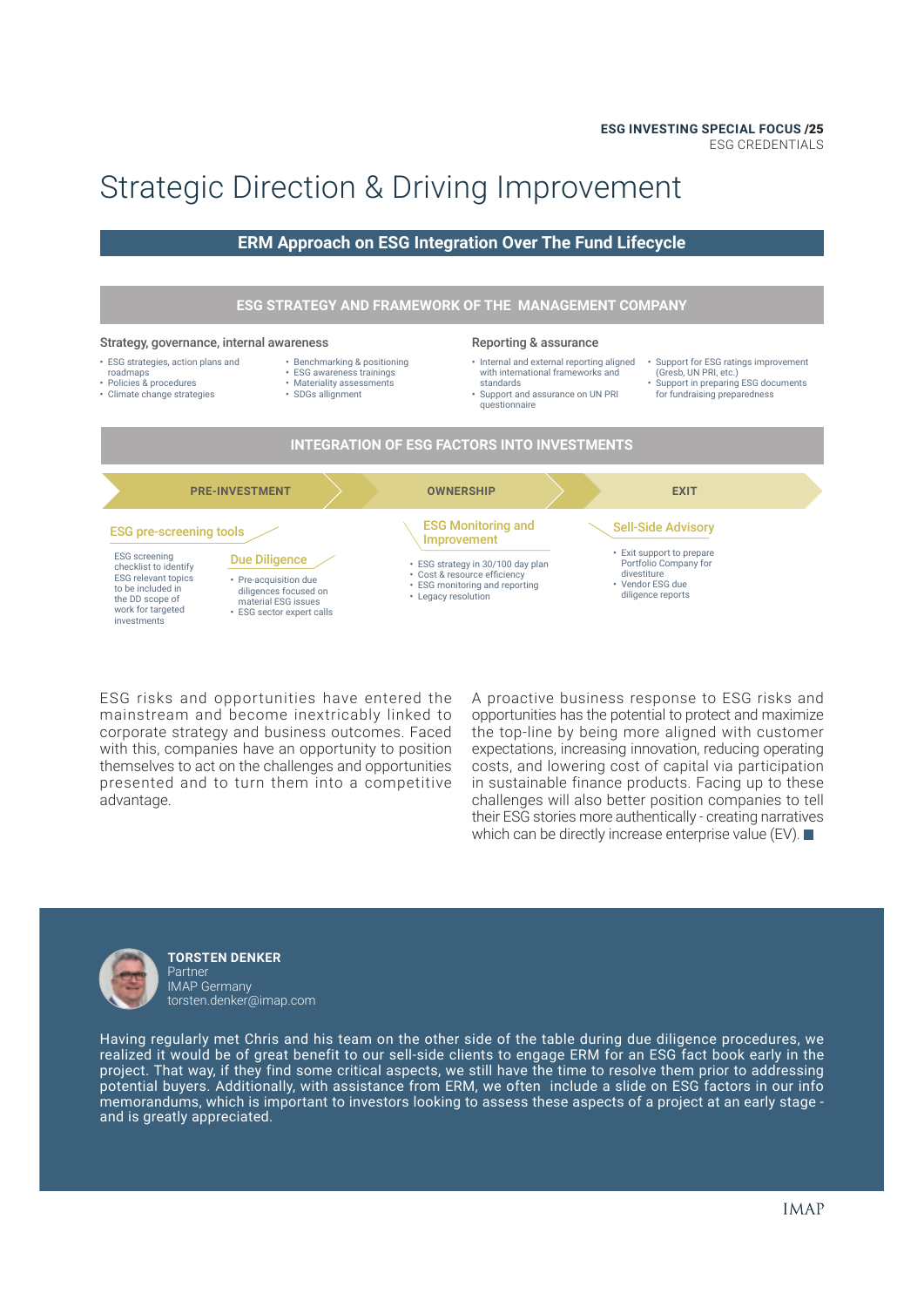# Strategic Direction & Driving Improvement

## ERM Approach on ESG Integration Over The Fund Lifecycle

### ESG STRATEGY AND FRAMEWORK OF THE MANAGEMENT COMPANY

**Strategy, governance, internal awareness**

- ESG strategies, action plans and roadmaps
- Policies & procedures
- Climate change strategies
- Benchmarking & positioning
- ESG awareness trainings
- Materiality assessments
- SDGs allignment

**Reporting & assurance**

- Internal and external reporting aligned with international frameworks and standards
- Support and assurance on UN PRI questionnaire
- Support for ESG ratings improvement (Gresb, UN PRI, etc.)
- Support in preparing ESG documents for fundraising preparedness

### INTEGRATION OF ESG FACTORS INTO INVESTMENTS

PRE-INVESTMENT

**ESG pre-screening tools**

ESG screening checklist to identify ESG relevant topics to be included in the DD scope of work for targeted investments

**Due Diligence**

- Pre-acquisition due diligences focused on material ESG issues
- ESG sector expert calls

OWNERSHIP

**ESG Monitoring and Improvement**

- ESG strategy in 30/100 day plan
- Cost & resource efficiency
- ESG monitoring and reporting
- Legacy resolution

EXIT

**Sell-Side Advisory**

- Exit support to prepare Portfolio Company for divestiture
- Vendor ESG due diligence reports

ESG risks and opportunities have entered the mainstream and become inextricably linked to corporate strategy and business outcomes. Faced with this, companies have an opportunity to position themselves to act on the challenges and opportunities presented and to turn them into a competitive advantage.

A proactive business response to ESG risks and opportunities has the potential to protect and maximize the top-line by being more aligned with customer expectations, increasing innovation, reducing operating costs, and lowering cost of capital via participation in sustainable finance products. Facing up to these challenges will also better position companies to tell their ESG stories more authentically - creating narratives which can be directly increase enterprise value (EV).

**TORSTEN DENKER**
Partner
IMAP Germany
torsten.denker@imap.com

Having regularly met Chris and his team on the other side of the table during due diligence procedures, we realized it would be of great benefit to our sell-side clients to engage ERM for an ESG fact book early in the project. That way, if they find some critical aspects, we still have the time to resolve them prior to addressing potential buyers. Additionally, with assistance from ERM, we often include a slide on ESG factors in our info memorandums, which is important to investors looking to assess these aspects of a project at an early stage - and is greatly appreciated.